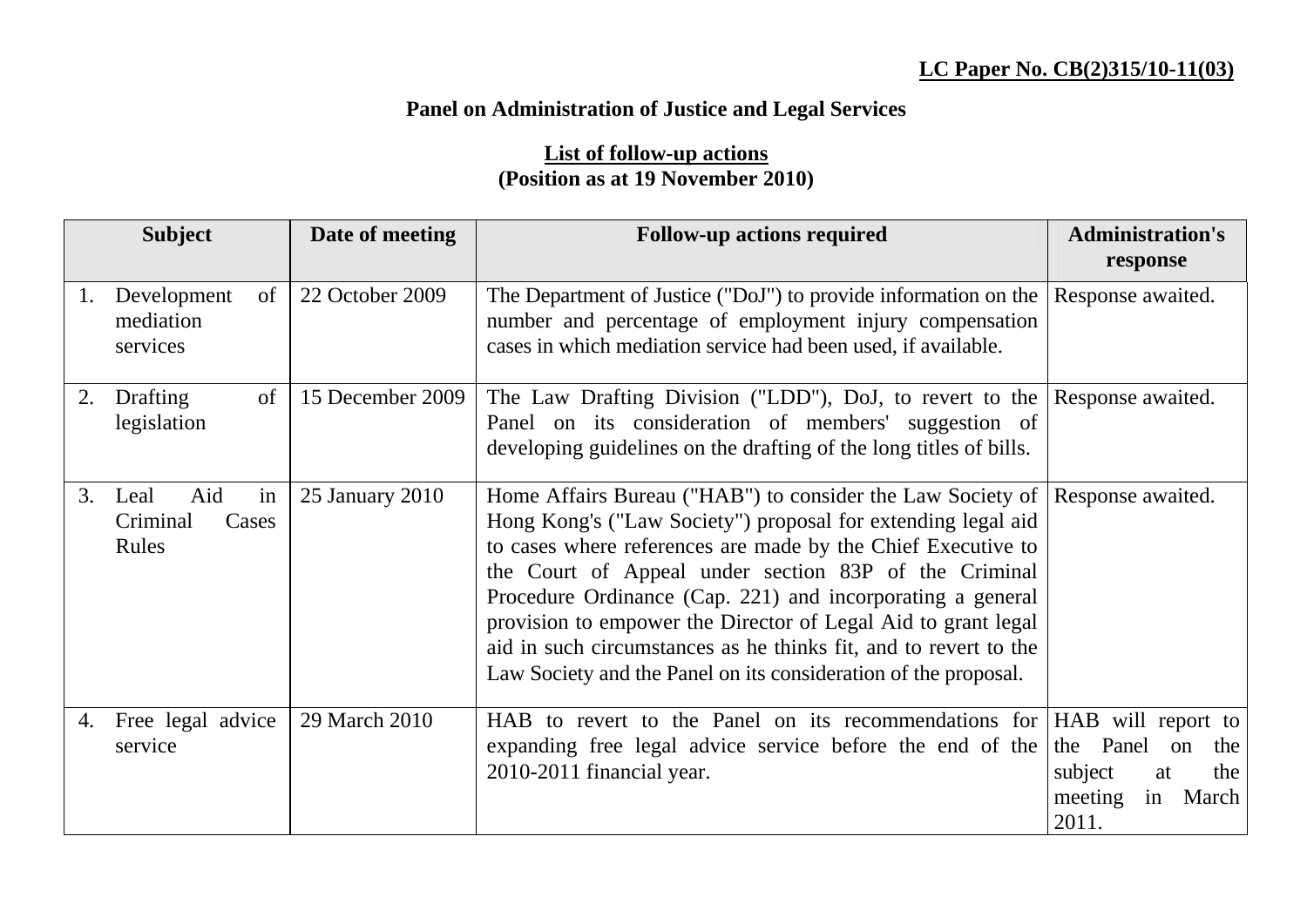**LC Paper No. CB(2)315/10-11(03)**

## Panel on Administration of Justice and Legal Services

### List of follow-up actions
**(Position as at 19 November 2010)**

| Subject | Date of meeting | Follow-up actions required | Administration's response |
|---|---|---|---|
| 1. Development of mediation services | 22 October 2009 | The Department of Justice ("DoJ") to provide information on the number and percentage of employment injury compensation cases in which mediation service had been used, if available. | Response awaited. |
| 2. Drafting of legislation | 15 December 2009 | The Law Drafting Division ("LDD"), DoJ, to revert to the Panel on its consideration of members' suggestion of developing guidelines on the drafting of the long titles of bills. | Response awaited. |
| 3. Leal Aid in Criminal Cases Rules | 25 January 2010 | Home Affairs Bureau ("HAB") to consider the Law Society of Hong Kong's ("Law Society") proposal for extending legal aid to cases where references are made by the Chief Executive to the Court of Appeal under section 83P of the Criminal Procedure Ordinance (Cap. 221) and incorporating a general provision to empower the Director of Legal Aid to grant legal aid in such circumstances as he thinks fit, and to revert to the Law Society and the Panel on its consideration of the proposal. | Response awaited. |
| 4. Free legal advice service | 29 March 2010 | HAB to revert to the Panel on its recommendations for expanding free legal advice service before the end of the 2010-2011 financial year. | HAB will report to the Panel on the subject at the meeting in March 2011. |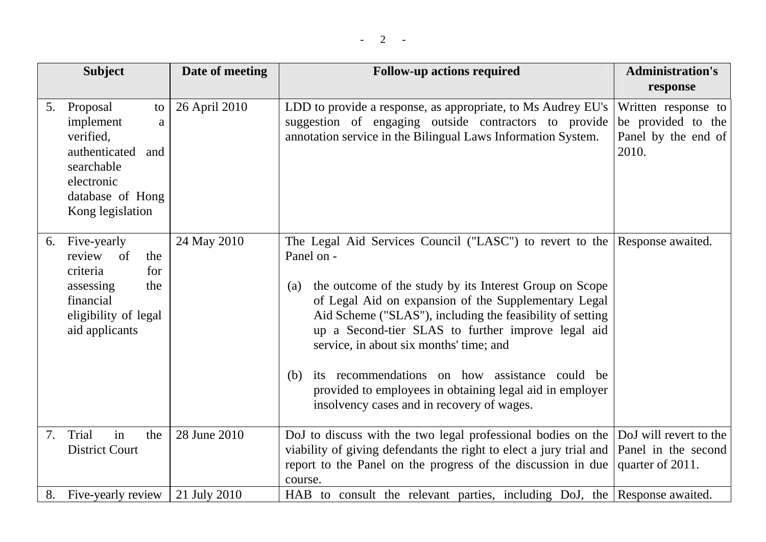| Subject | Date of meeting | Follow-up actions required | Administration's response |
|---|---|---|---|
| 5. Proposal to implement a verified, authenticated and searchable electronic database of Hong Kong legislation | 26 April 2010 | LDD to provide a response, as appropriate, to Ms Audrey EU's suggestion of engaging outside contractors to provide annotation service in the Bilingual Laws Information System. | Written response to be provided to the Panel by the end of 2010. |
| 6. Five-yearly review of the criteria for assessing the financial eligibility of legal aid applicants | 24 May 2010 | The Legal Aid Services Council ("LASC") to revert to the Panel on - <br><br> (a) the outcome of the study by its Interest Group on Scope of Legal Aid on expansion of the Supplementary Legal Aid Scheme ("SLAS"), including the feasibility of setting up a Second-tier SLAS to further improve legal aid service, in about six months' time; and <br><br> (b) its recommendations on how assistance could be provided to employees in obtaining legal aid in employer insolvency cases and in recovery of wages. | Response awaited. |
| 7. Trial in the District Court | 28 June 2010 | DoJ to discuss with the two legal professional bodies on the viability of giving defendants the right to elect a jury trial and report to the Panel on the progress of the discussion in due course. | DoJ will revert to the Panel in the second quarter of 2011. |
| 8. Five-yearly review | 21 July 2010 | HAB to consult the relevant parties, including DoJ, the | Response awaited. |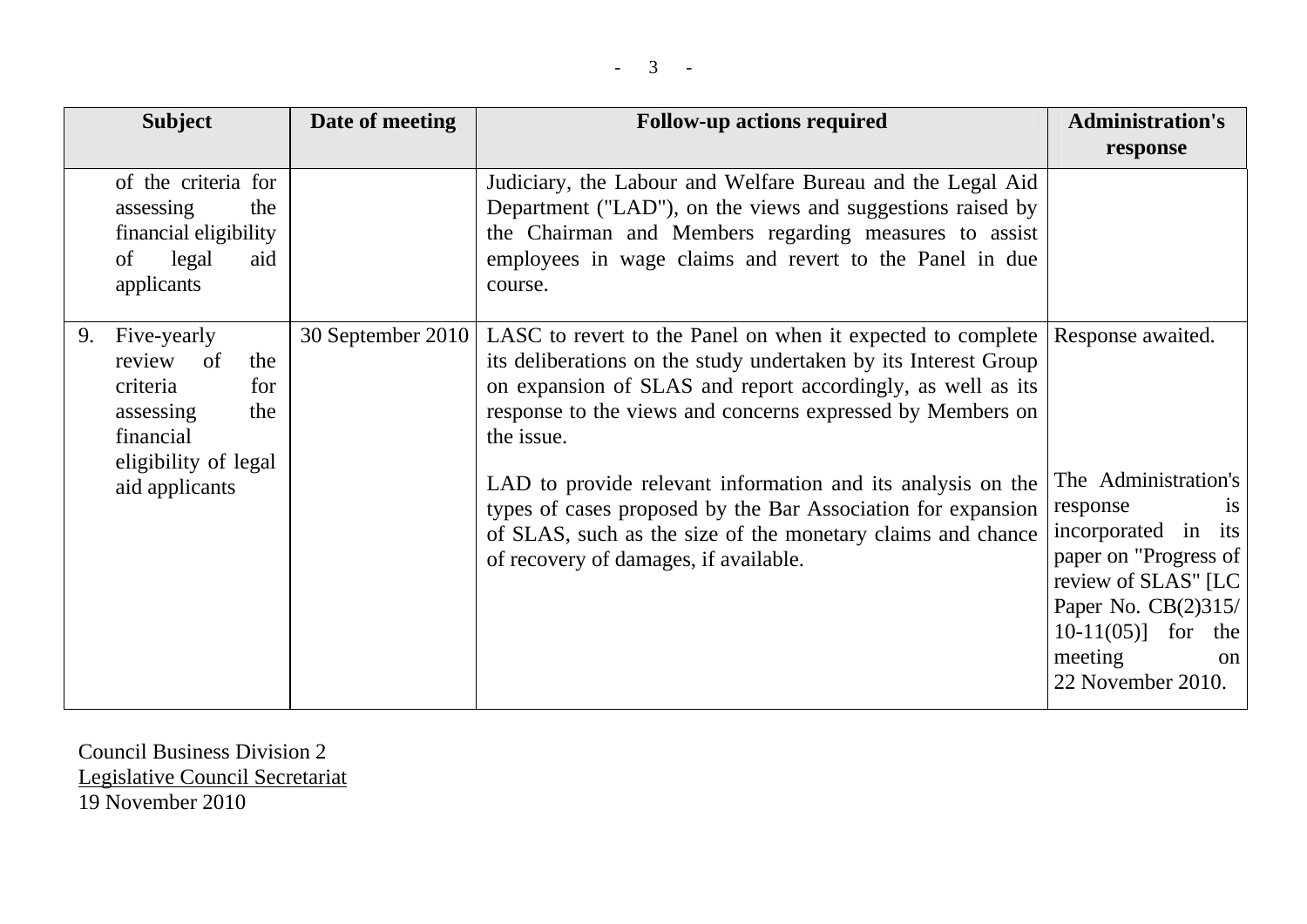| Subject | Date of meeting | Follow-up actions required | Administration's response |
|---|---|---|---|
| of the criteria for assessing the financial eligibility of legal aid applicants | | Judiciary, the Labour and Welfare Bureau and the Legal Aid Department ("LAD"), on the views and suggestions raised by the Chairman and Members regarding measures to assist employees in wage claims and revert to the Panel in due course. | |
| 9. Five-yearly review of the criteria for assessing the financial eligibility of legal aid applicants | 30 September 2010 | LASC to revert to the Panel on when it expected to complete its deliberations on the study undertaken by its Interest Group on expansion of SLAS and report accordingly, as well as its response to the views and concerns expressed by Members on the issue.<br><br>LAD to provide relevant information and its analysis on the types of cases proposed by the Bar Association for expansion of SLAS, such as the size of the monetary claims and chance of recovery of damages, if available. | Response awaited.<br><br>The Administration's response is incorporated in its paper on "Progress of review of SLAS" [LC Paper No. CB(2)315/10-11(05)] for the meeting on 22 November 2010. |

Council Business Division 2
Legislative Council Secretariat
19 November 2010